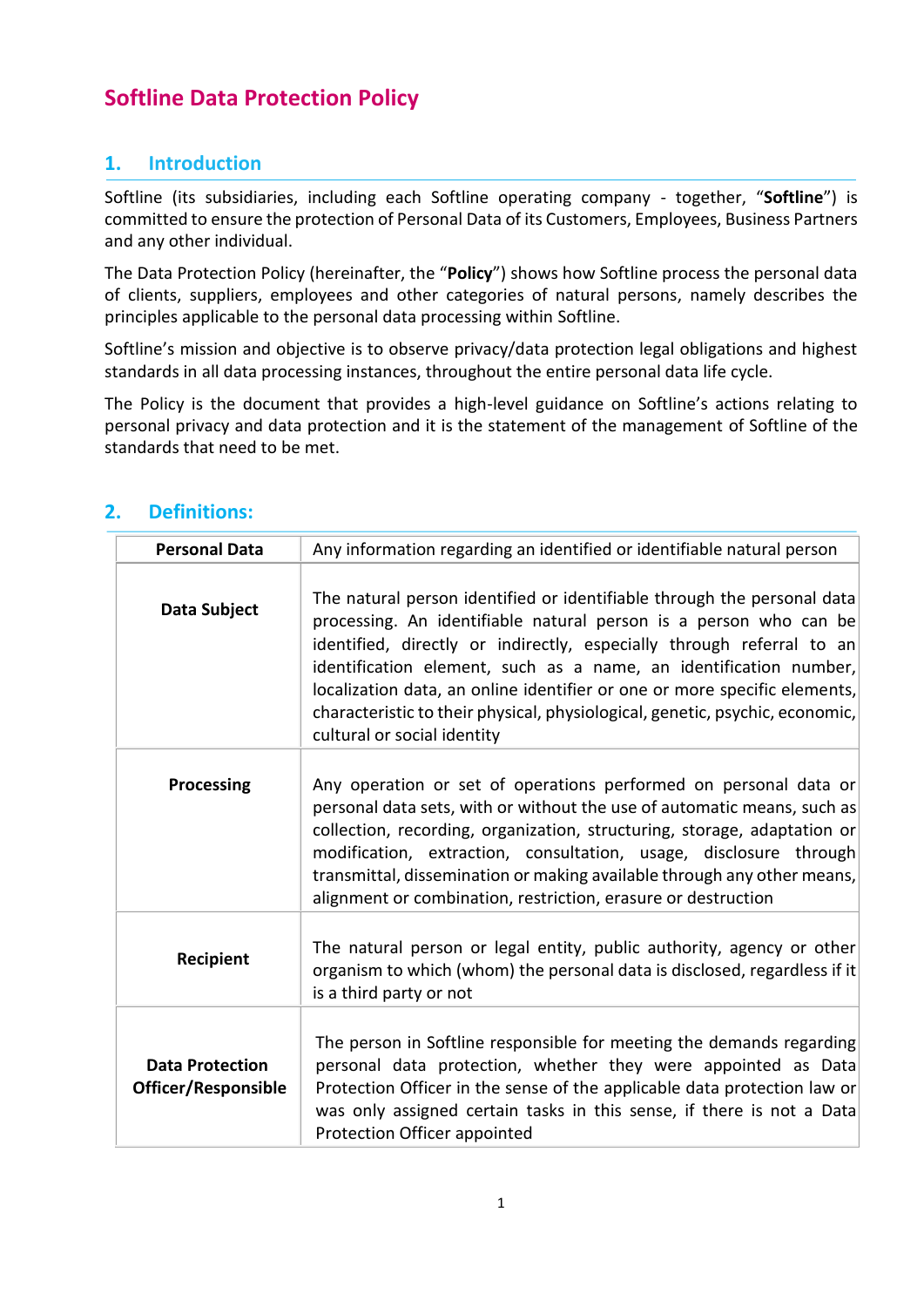# Softline Data Protection Policy

## 1. Introduction

Softline (its subsidiaries, including each Softline operating company - together, "**Softline**") is committed to ensure the protection of Personal Data of its Customers, Employees, Business Partners and any other individual.

The Data Protection Policy (hereinafter, the "**Policy**") shows how Softline process the personal data of clients, suppliers, employees and other categories of natural persons, namely describes the principles applicable to the personal data processing within Softline.

Softline's mission and objective is to observe privacy/data protection legal obligations and highest standards in all data processing instances, throughout the entire personal data life cycle.

The Policy is the document that provides a high-level guidance on Softline's actions relating to personal privacy and data protection and it is the statement of the management of Softline of the standards that need to be met.

## 2. Definitions:

| **Personal Data** | Any information regarding an identified or identifiable natural person |
|---|---|
| **Data Subject** | The natural person identified or identifiable through the personal data processing. An identifiable natural person is a person who can be identified, directly or indirectly, especially through referral to an identification element, such as a name, an identification number, localization data, an online identifier or one or more specific elements, characteristic to their physical, physiological, genetic, psychic, economic, cultural or social identity |
| **Processing** | Any operation or set of operations performed on personal data or personal data sets, with or without the use of automatic means, such as collection, recording, organization, structuring, storage, adaptation or modification, extraction, consultation, usage, disclosure through transmittal, dissemination or making available through any other means, alignment or combination, restriction, erasure or destruction |
| **Recipient** | The natural person or legal entity, public authority, agency or other organism to which (whom) the personal data is disclosed, regardless if it is a third party or not |
| **Data Protection Officer/Responsible** | The person in Softline responsible for meeting the demands regarding personal data protection, whether they were appointed as Data Protection Officer in the sense of the applicable data protection law or was only assigned certain tasks in this sense, if there is not a Data Protection Officer appointed |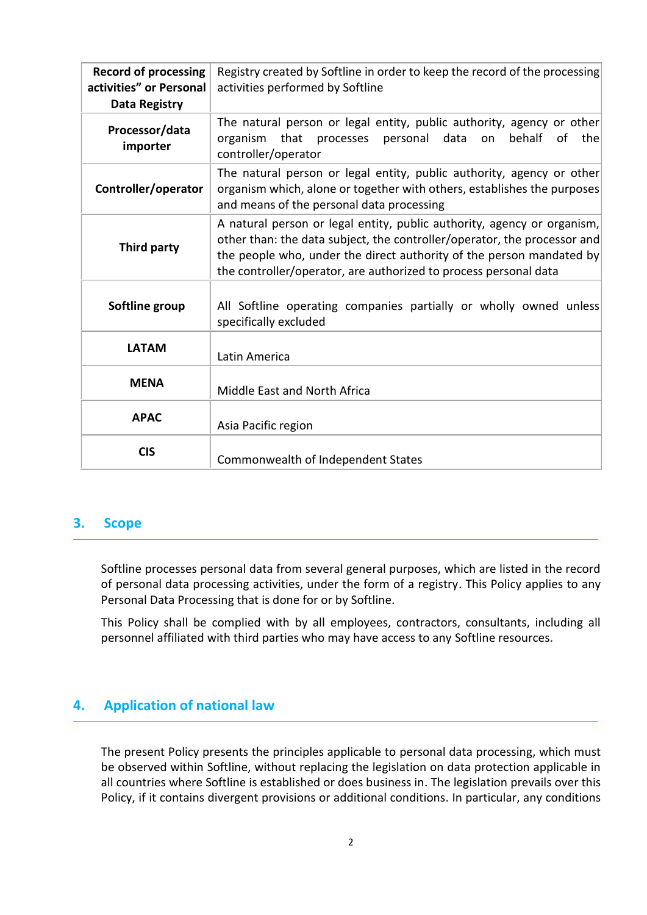| Term | Definition |
|---|---|
| **Record of processing activities" or Personal Data Registry** | Registry created by Softline in order to keep the record of the processing activities performed by Softline |
| **Processor/data importer** | The natural person or legal entity, public authority, agency or other organism that processes personal data on behalf of the controller/operator |
| **Controller/operator** | The natural person or legal entity, public authority, agency or other organism which, alone or together with others, establishes the purposes and means of the personal data processing |
| **Third party** | A natural person or legal entity, public authority, agency or organism, other than: the data subject, the controller/operator, the processor and the people who, under the direct authority of the person mandated by the controller/operator, are authorized to process personal data |
| **Softline group** | All Softline operating companies partially or wholly owned unless specifically excluded |
| **LATAM** | Latin America |
| **MENA** | Middle East and North Africa |
| **APAC** | Asia Pacific region |
| **CIS** | Commonwealth of Independent States |

## 3. Scope

Softline processes personal data from several general purposes, which are listed in the record of personal data processing activities, under the form of a registry. This Policy applies to any Personal Data Processing that is done for or by Softline.

This Policy shall be complied with by all employees, contractors, consultants, including all personnel affiliated with third parties who may have access to any Softline resources.

## 4. Application of national law

The present Policy presents the principles applicable to personal data processing, which must be observed within Softline, without replacing the legislation on data protection applicable in all countries where Softline is established or does business in. The legislation prevails over this Policy, if it contains divergent provisions or additional conditions. In particular, any conditions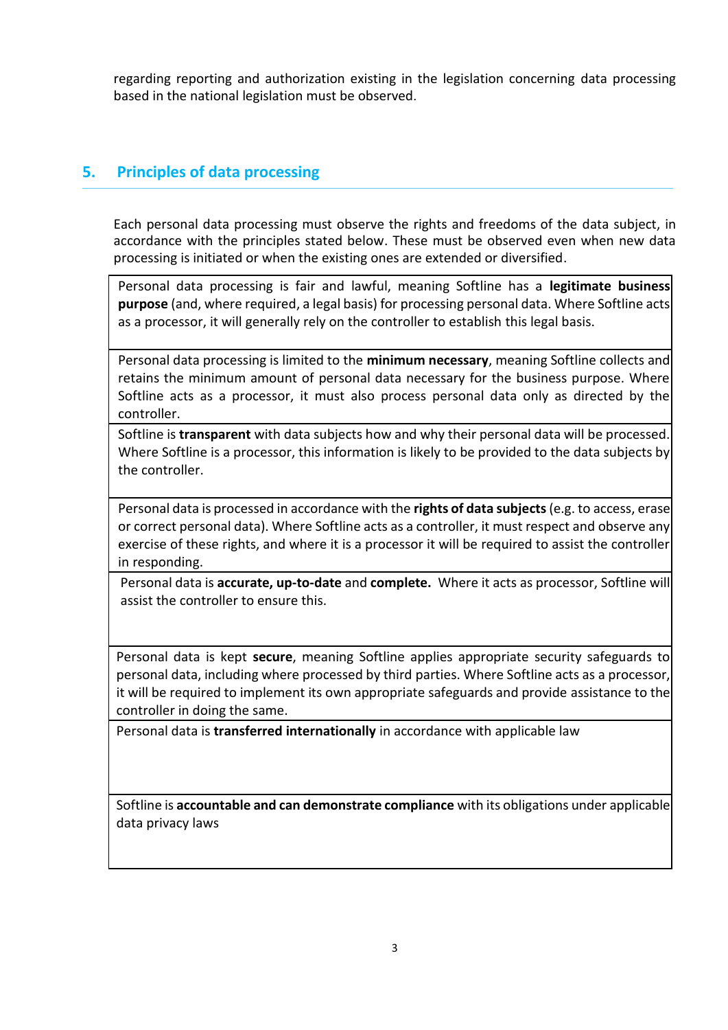regarding reporting and authorization existing in the legislation concerning data processing based in the national legislation must be observed.

## 5. Principles of data processing

Each personal data processing must observe the rights and freedoms of the data subject, in accordance with the principles stated below. These must be observed even when new data processing is initiated or when the existing ones are extended or diversified.

| |
|---|
| Personal data processing is fair and lawful, meaning Softline has a **legitimate business purpose** (and, where required, a legal basis) for processing personal data. Where Softline acts as a processor, it will generally rely on the controller to establish this legal basis. |
| Personal data processing is limited to the **minimum necessary**, meaning Softline collects and retains the minimum amount of personal data necessary for the business purpose. Where Softline acts as a processor, it must also process personal data only as directed by the controller. |
| Softline is **transparent** with data subjects how and why their personal data will be processed. Where Softline is a processor, this information is likely to be provided to the data subjects by the controller. |
| Personal data is processed in accordance with the **rights of data subjects** (e.g. to access, erase or correct personal data). Where Softline acts as a controller, it must respect and observe any exercise of these rights, and where it is a processor it will be required to assist the controller in responding. |
| Personal data is **accurate, up-to-date** and **complete.** Where it acts as processor, Softline will assist the controller to ensure this. |
| Personal data is kept **secure**, meaning Softline applies appropriate security safeguards to personal data, including where processed by third parties. Where Softline acts as a processor, it will be required to implement its own appropriate safeguards and provide assistance to the controller in doing the same. |
| Personal data is **transferred internationally** in accordance with applicable law |
| Softline is **accountable and can demonstrate compliance** with its obligations under applicable data privacy laws |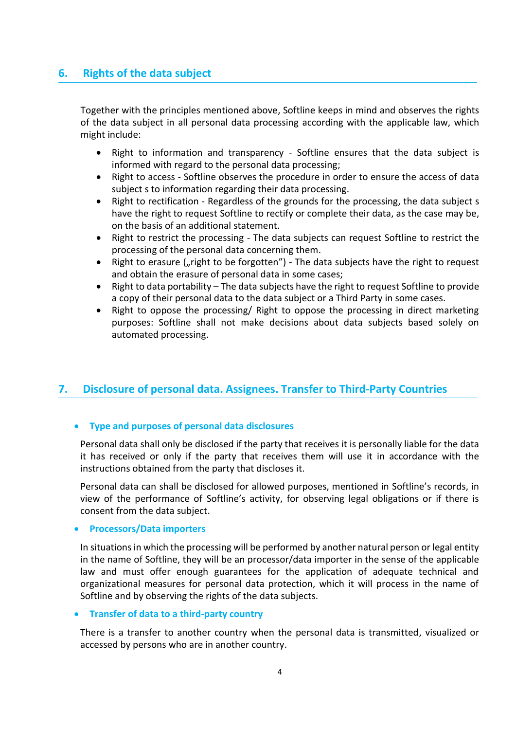## 6. Rights of the data subject

Together with the principles mentioned above, Softline keeps in mind and observes the rights of the data subject in all personal data processing according with the applicable law, which might include:

- Right to information and transparency - Softline ensures that the data subject is informed with regard to the personal data processing;
- Right to access - Softline observes the procedure in order to ensure the access of data subject s to information regarding their data processing.
- Right to rectification - Regardless of the grounds for the processing, the data subject s have the right to request Softline to rectify or complete their data, as the case may be, on the basis of an additional statement.
- Right to restrict the processing - The data subjects can request Softline to restrict the processing of the personal data concerning them.
- Right to erasure („right to be forgotten") - The data subjects have the right to request and obtain the erasure of personal data in some cases;
- Right to data portability – The data subjects have the right to request Softline to provide a copy of their personal data to the data subject or a Third Party in some cases.
- Right to oppose the processing/ Right to oppose the processing in direct marketing purposes: Softline shall not make decisions about data subjects based solely on automated processing.

## 7. Disclosure of personal data. Assignees. Transfer to Third-Party Countries

- **Type and purposes of personal data disclosures**

Personal data shall only be disclosed if the party that receives it is personally liable for the data it has received or only if the party that receives them will use it in accordance with the instructions obtained from the party that discloses it.

Personal data can shall be disclosed for allowed purposes, mentioned in Softline's records, in view of the performance of Softline's activity, for observing legal obligations or if there is consent from the data subject.

- **Processors/Data importers**

In situations in which the processing will be performed by another natural person or legal entity in the name of Softline, they will be an processor/data importer in the sense of the applicable law and must offer enough guarantees for the application of adequate technical and organizational measures for personal data protection, which it will process in the name of Softline and by observing the rights of the data subjects.

- **Transfer of data to a third-party country**

There is a transfer to another country when the personal data is transmitted, visualized or accessed by persons who are in another country.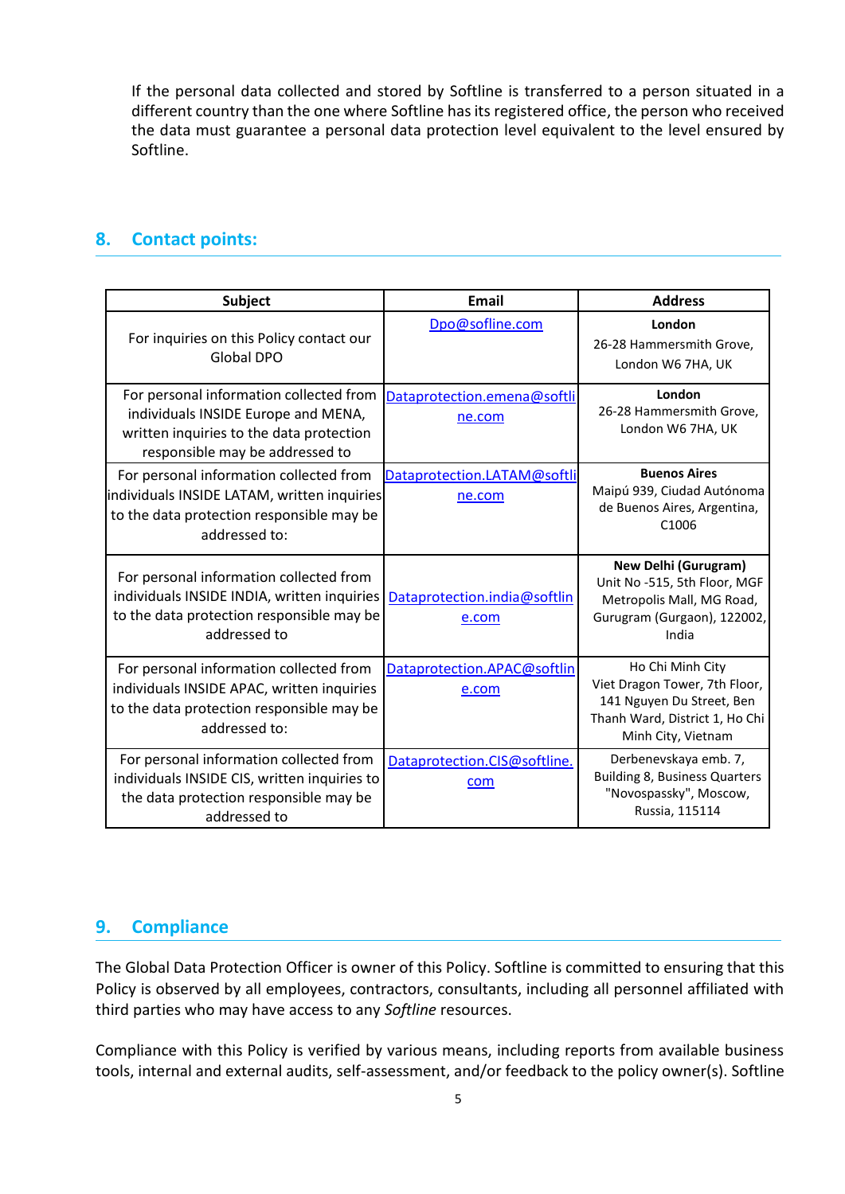If the personal data collected and stored by Softline is transferred to a person situated in a different country than the one where Softline has its registered office, the person who received the data must guarantee a personal data protection level equivalent to the level ensured by Softline.

## 8. Contact points:

| Subject | Email | Address |
|---|---|---|
| For inquiries on this Policy contact our Global DPO | Dpo@sofline.com | **London** 26-28 Hammersmith Grove, London W6 7HA, UK |
| For personal information collected from individuals INSIDE Europe and MENA, written inquiries to the data protection responsible may be addressed to | Dataprotection.emena@softline.com | **London** 26-28 Hammersmith Grove, London W6 7HA, UK |
| For personal information collected from individuals INSIDE LATAM, written inquiries to the data protection responsible may be addressed to: | Dataprotection.LATAM@softline.com | **Buenos Aires** Maipú 939, Ciudad Autónoma de Buenos Aires, Argentina, C1006 |
| For personal information collected from individuals INSIDE INDIA, written inquiries to the data protection responsible may be addressed to | Dataprotection.india@softline.com | **New Delhi (Gurugram)** Unit No -515, 5th Floor, MGF Metropolis Mall, MG Road, Gurugram (Gurgaon), 122002, India |
| For personal information collected from individuals INSIDE APAC, written inquiries to the data protection responsible may be addressed to: | Dataprotection.APAC@softline.com | Ho Chi Minh City Viet Dragon Tower, 7th Floor, 141 Nguyen Du Street, Ben Thanh Ward, District 1, Ho Chi Minh City, Vietnam |
| For personal information collected from individuals INSIDE CIS, written inquiries to the data protection responsible may be addressed to | Dataprotection.CIS@softline.com | Derbenevskaya emb. 7, Building 8, Business Quarters "Novospassky", Moscow, Russia, 115114 |

## 9. Compliance

The Global Data Protection Officer is owner of this Policy. Softline is committed to ensuring that this Policy is observed by all employees, contractors, consultants, including all personnel affiliated with third parties who may have access to any *Softline* resources.

Compliance with this Policy is verified by various means, including reports from available business tools, internal and external audits, self-assessment, and/or feedback to the policy owner(s). Softline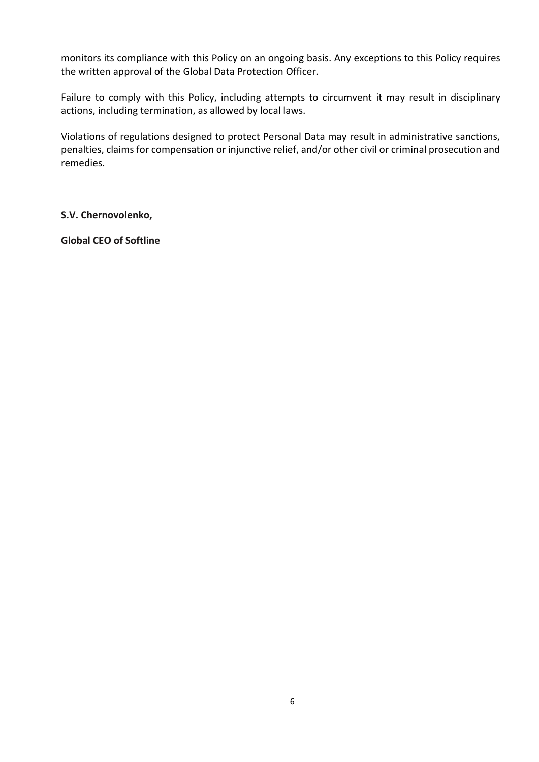monitors its compliance with this Policy on an ongoing basis. Any exceptions to this Policy requires the written approval of the Global Data Protection Officer.

Failure to comply with this Policy, including attempts to circumvent it may result in disciplinary actions, including termination, as allowed by local laws.

Violations of regulations designed to protect Personal Data may result in administrative sanctions, penalties, claims for compensation or injunctive relief, and/or other civil or criminal prosecution and remedies.

**S.V. Chernovolenko,**

**Global CEO of Softline**